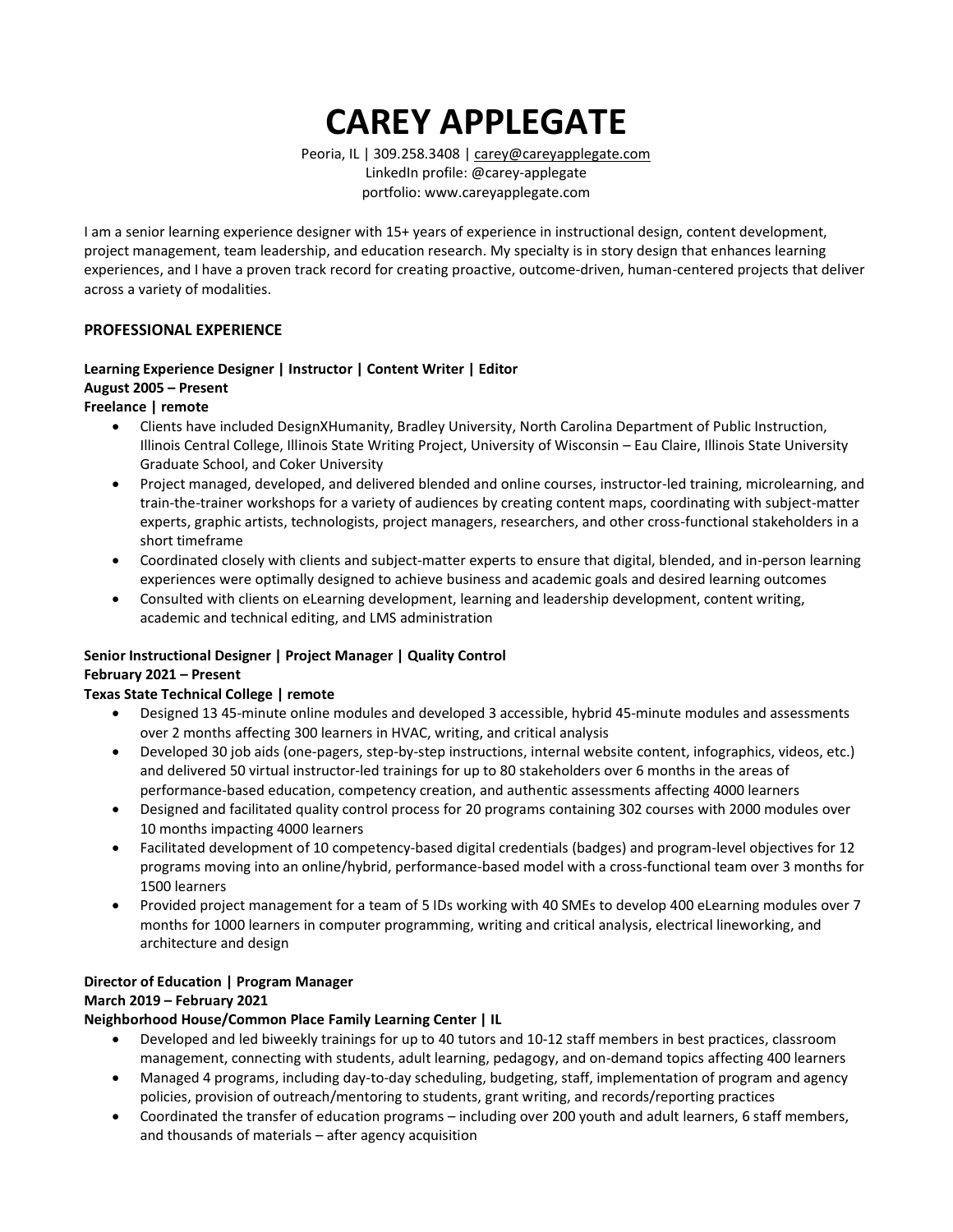# CAREY APPLEGATE

Peoria, IL | 309.258.3408 | carey@careyapplegate.com
LinkedIn profile: @carey-applegate
portfolio: www.careyapplegate.com

I am a senior learning experience designer with 15+ years of experience in instructional design, content development, project management, team leadership, and education research. My specialty is in story design that enhances learning experiences, and I have a proven track record for creating proactive, outcome-driven, human-centered projects that deliver across a variety of modalities.

## PROFESSIONAL EXPERIENCE

**Learning Experience Designer | Instructor | Content Writer | Editor**
**August 2005 – Present**
**Freelance | remote**

- Clients have included DesignXHumanity, Bradley University, North Carolina Department of Public Instruction, Illinois Central College, Illinois State Writing Project, University of Wisconsin – Eau Claire, Illinois State University Graduate School, and Coker University
- Project managed, developed, and delivered blended and online courses, instructor-led training, microlearning, and train-the-trainer workshops for a variety of audiences by creating content maps, coordinating with subject-matter experts, graphic artists, technologists, project managers, researchers, and other cross-functional stakeholders in a short timeframe
- Coordinated closely with clients and subject-matter experts to ensure that digital, blended, and in-person learning experiences were optimally designed to achieve business and academic goals and desired learning outcomes
- Consulted with clients on eLearning development, learning and leadership development, content writing, academic and technical editing, and LMS administration

**Senior Instructional Designer | Project Manager | Quality Control**
**February 2021 – Present**
**Texas State Technical College | remote**

- Designed 13 45-minute online modules and developed 3 accessible, hybrid 45-minute modules and assessments over 2 months affecting 300 learners in HVAC, writing, and critical analysis
- Developed 30 job aids (one-pagers, step-by-step instructions, internal website content, infographics, videos, etc.) and delivered 50 virtual instructor-led trainings for up to 80 stakeholders over 6 months in the areas of performance-based education, competency creation, and authentic assessments affecting 4000 learners
- Designed and facilitated quality control process for 20 programs containing 302 courses with 2000 modules over 10 months impacting 4000 learners
- Facilitated development of 10 competency-based digital credentials (badges) and program-level objectives for 12 programs moving into an online/hybrid, performance-based model with a cross-functional team over 3 months for 1500 learners
- Provided project management for a team of 5 IDs working with 40 SMEs to develop 400 eLearning modules over 7 months for 1000 learners in computer programming, writing and critical analysis, electrical lineworking, and architecture and design

**Director of Education | Program Manager**
**March 2019 – February 2021**
**Neighborhood House/Common Place Family Learning Center | IL**

- Developed and led biweekly trainings for up to 40 tutors and 10-12 staff members in best practices, classroom management, connecting with students, adult learning, pedagogy, and on-demand topics affecting 400 learners
- Managed 4 programs, including day-to-day scheduling, budgeting, staff, implementation of program and agency policies, provision of outreach/mentoring to students, grant writing, and records/reporting practices
- Coordinated the transfer of education programs – including over 200 youth and adult learners, 6 staff members, and thousands of materials – after agency acquisition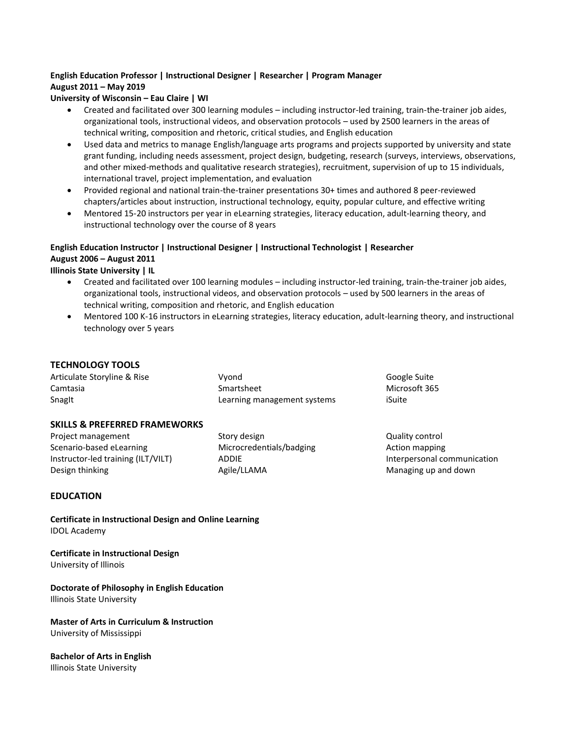**English Education Professor | Instructional Designer | Researcher | Program Manager**
**August 2011 – May 2019**
**University of Wisconsin – Eau Claire | WI**

- Created and facilitated over 300 learning modules – including instructor-led training, train-the-trainer job aides, organizational tools, instructional videos, and observation protocols – used by 2500 learners in the areas of technical writing, composition and rhetoric, critical studies, and English education
- Used data and metrics to manage English/language arts programs and projects supported by university and state grant funding, including needs assessment, project design, budgeting, research (surveys, interviews, observations, and other mixed-methods and qualitative research strategies), recruitment, supervision of up to 15 individuals, international travel, project implementation, and evaluation
- Provided regional and national train-the-trainer presentations 30+ times and authored 8 peer-reviewed chapters/articles about instruction, instructional technology, equity, popular culture, and effective writing
- Mentored 15-20 instructors per year in eLearning strategies, literacy education, adult-learning theory, and instructional technology over the course of 8 years

**English Education Instructor | Instructional Designer | Instructional Technologist | Researcher**
**August 2006 – August 2011**
**Illinois State University | IL**

- Created and facilitated over 100 learning modules – including instructor-led training, train-the-trainer job aides, organizational tools, instructional videos, and observation protocols – used by 500 learners in the areas of technical writing, composition and rhetoric, and English education
- Mentored 100 K-16 instructors in eLearning strategies, literacy education, adult-learning theory, and instructional technology over 5 years

## TECHNOLOGY TOOLS

| | | |
|---|---|---|
| Articulate Storyline & Rise | Vyond | Google Suite |
| Camtasia | Smartsheet | Microsoft 365 |
| SnagIt | Learning management systems | iSuite |

## SKILLS & PREFERRED FRAMEWORKS

| | | |
|---|---|---|
| Project management | Story design | Quality control |
| Scenario-based eLearning | Microcredentials/badging | Action mapping |
| Instructor-led training (ILT/VILT) | ADDIE | Interpersonal communication |
| Design thinking | Agile/LLAMA | Managing up and down |

## EDUCATION

**Certificate in Instructional Design and Online Learning**
IDOL Academy

**Certificate in Instructional Design**
University of Illinois

**Doctorate of Philosophy in English Education**
Illinois State University

**Master of Arts in Curriculum & Instruction**
University of Mississippi

**Bachelor of Arts in English**
Illinois State University